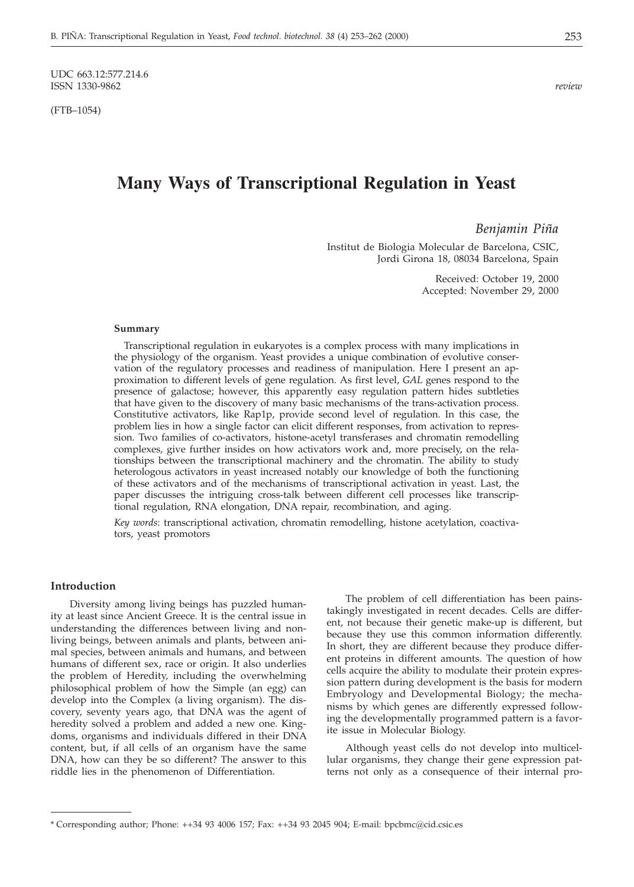UDC 663.12:577.214.6
ISSN 1330-9862

*review*

(FTB–1054)

# Many Ways of Transcriptional Regulation in Yeast

*Benjamin Piña*

Institut de Biologia Molecular de Barcelona, CSIC,
Jordi Girona 18, 08034 Barcelona, Spain

Received: October 19, 2000
Accepted: November 29, 2000

### Summary

Transcriptional regulation in eukaryotes is a complex process with many implications in the physiology of the organism. Yeast provides a unique combination of evolutive conservation of the regulatory processes and readiness of manipulation. Here I present an approximation to different levels of gene regulation. As first level, *GAL* genes respond to the presence of galactose; however, this apparently easy regulation pattern hides subtleties that have given to the discovery of many basic mechanisms of the trans-activation process. Constitutive activators, like Rap1p, provide second level of regulation. In this case, the problem lies in how a single factor can elicit different responses, from activation to repression. Two families of co-activators, histone-acetyl transferases and chromatin remodelling complexes, give further insides on how activators work and, more precisely, on the relationships between the transcriptional machinery and the chromatin. The ability to study heterologous activators in yeast increased notably our knowledge of both the functioning of these activators and of the mechanisms of transcriptional activation in yeast. Last, the paper discusses the intriguing cross-talk between different cell processes like transcriptional regulation, RNA elongation, DNA repair, recombination, and aging.

*Key words*: transcriptional activation, chromatin remodelling, histone acetylation, coactivators, yeast promotors

## Introduction

Diversity among living beings has puzzled humanity at least since Ancient Greece. It is the central issue in understanding the differences between living and non-living beings, between animals and plants, between animal species, between animals and humans, and between humans of different sex, race or origin. It also underlies the problem of Heredity, including the overwhelming philosophical problem of how the Simple (an egg) can develop into the Complex (a living organism). The discovery, seventy years ago, that DNA was the agent of heredity solved a problem and added a new one. Kingdoms, organisms and individuals differed in their DNA content, but, if all cells of an organism have the same DNA, how can they be so different? The answer to this riddle lies in the phenomenon of Differentiation.

The problem of cell differentiation has been painstakingly investigated in recent decades. Cells are different, not because their genetic make-up is different, but because they use this common information differently. In short, they are different because they produce different proteins in different amounts. The question of how cells acquire the ability to modulate their protein expression pattern during development is the basis for modern Embryology and Developmental Biology; the mechanisms by which genes are differently expressed following the developmentally programmed pattern is a favorite issue in Molecular Biology.

Although yeast cells do not develop into multicellular organisms, they change their gene expression patterns not only as a consequence of their internal pro-

* Corresponding author; Phone: ++34 93 4006 157; Fax: ++34 93 2045 904; E-mail: bpcbmc@cid.csic.es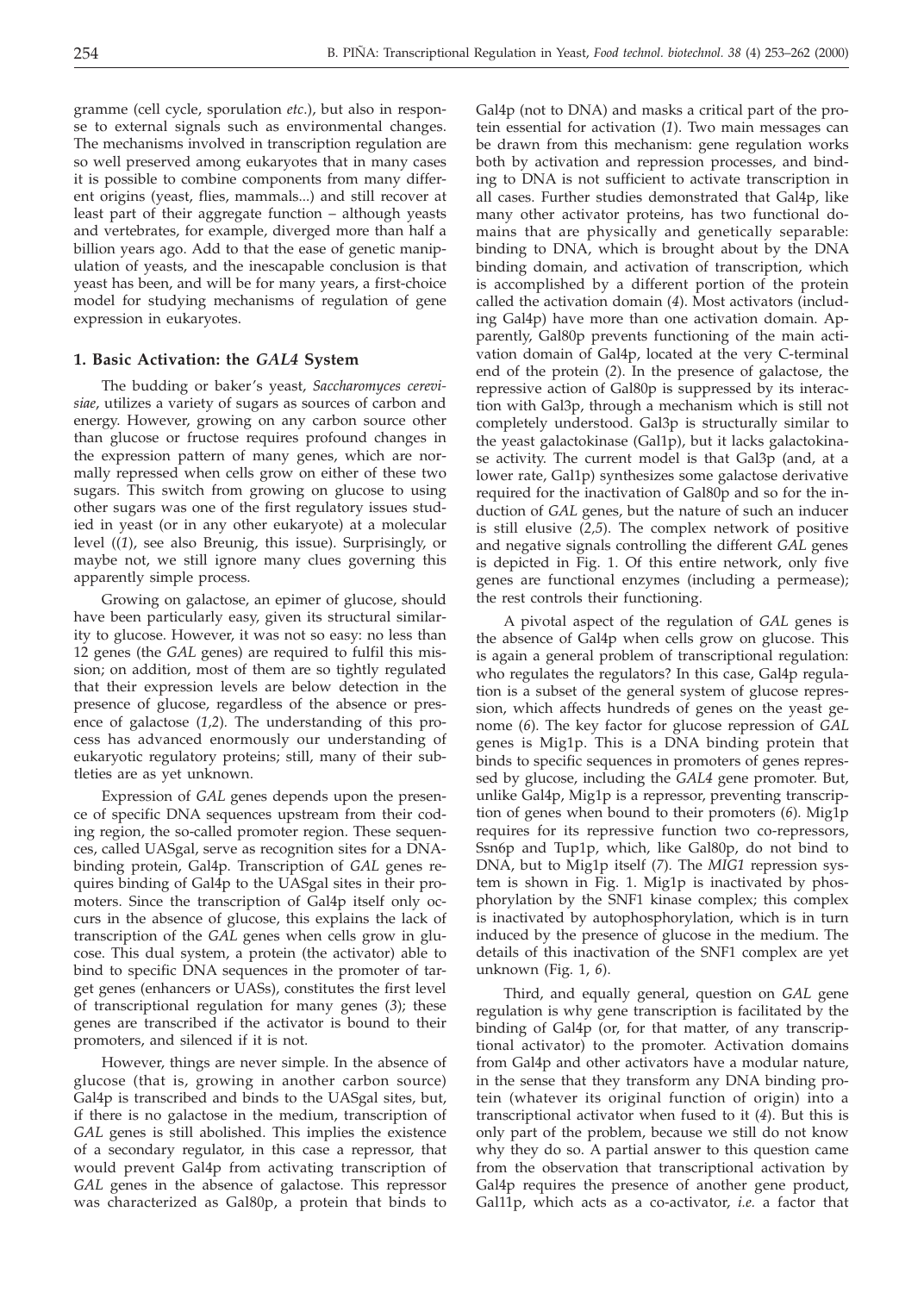gramme (cell cycle, sporulation *etc.*), but also in response to external signals such as environmental changes. The mechanisms involved in transcription regulation are so well preserved among eukaryotes that in many cases it is possible to combine components from many different origins (yeast, flies, mammals...) and still recover at least part of their aggregate function – although yeasts and vertebrates, for example, diverged more than half a billion years ago. Add to that the ease of genetic manipulation of yeasts, and the inescapable conclusion is that yeast has been, and will be for many years, a first-choice model for studying mechanisms of regulation of gene expression in eukaryotes.

## 1. Basic Activation: the *GAL4* System

The budding or baker's yeast, *Saccharomyces cerevisiae*, utilizes a variety of sugars as sources of carbon and energy. However, growing on any carbon source other than glucose or fructose requires profound changes in the expression pattern of many genes, which are normally repressed when cells grow on either of these two sugars. This switch from growing on glucose to using other sugars was one of the first regulatory issues studied in yeast (or in any other eukaryote) at a molecular level ((*1*), see also Breunig, this issue). Surprisingly, or maybe not, we still ignore many clues governing this apparently simple process.

Growing on galactose, an epimer of glucose, should have been particularly easy, given its structural similarity to glucose. However, it was not so easy: no less than 12 genes (the *GAL* genes) are required to fulfil this mission; on addition, most of them are so tightly regulated that their expression levels are below detection in the presence of glucose, regardless of the absence or presence of galactose (*1,2*). The understanding of this process has advanced enormously our understanding of eukaryotic regulatory proteins; still, many of their subtleties are as yet unknown.

Expression of *GAL* genes depends upon the presence of specific DNA sequences upstream from their coding region, the so-called promoter region. These sequences, called UASgal, serve as recognition sites for a DNA-binding protein, Gal4p. Transcription of *GAL* genes requires binding of Gal4p to the UASgal sites in their promoters. Since the transcription of Gal4p itself only occurs in the absence of glucose, this explains the lack of transcription of the *GAL* genes when cells grow in glucose. This dual system, a protein (the activator) able to bind to specific DNA sequences in the promoter of target genes (enhancers or UASs), constitutes the first level of transcriptional regulation for many genes (*3*); these genes are transcribed if the activator is bound to their promoters, and silenced if it is not.

However, things are never simple. In the absence of glucose (that is, growing in another carbon source) Gal4p is transcribed and binds to the UASgal sites, but, if there is no galactose in the medium, transcription of *GAL* genes is still abolished. This implies the existence of a secondary regulator, in this case a repressor, that would prevent Gal4p from activating transcription of *GAL* genes in the absence of galactose. This repressor was characterized as Gal80p, a protein that binds to Gal4p (not to DNA) and masks a critical part of the protein essential for activation (*1*). Two main messages can be drawn from this mechanism: gene regulation works both by activation and repression processes, and binding to DNA is not sufficient to activate transcription in all cases. Further studies demonstrated that Gal4p, like many other activator proteins, has two functional domains that are physically and genetically separable: binding to DNA, which is brought about by the DNA binding domain, and activation of transcription, which is accomplished by a different portion of the protein called the activation domain (*4*). Most activators (including Gal4p) have more than one activation domain. Apparently, Gal80p prevents functioning of the main activation domain of Gal4p, located at the very C-terminal end of the protein (*2*). In the presence of galactose, the repressive action of Gal80p is suppressed by its interaction with Gal3p, through a mechanism which is still not completely understood. Gal3p is structurally similar to the yeast galactokinase (Gal1p), but it lacks galactokinase activity. The current model is that Gal3p (and, at a lower rate, Gal1p) synthesizes some galactose derivative required for the inactivation of Gal80p and so for the induction of *GAL* genes, but the nature of such an inducer is still elusive (*2,5*). The complex network of positive and negative signals controlling the different *GAL* genes is depicted in Fig. 1. Of this entire network, only five genes are functional enzymes (including a permease); the rest controls their functioning.

A pivotal aspect of the regulation of *GAL* genes is the absence of Gal4p when cells grow on glucose. This is again a general problem of transcriptional regulation: who regulates the regulators? In this case, Gal4p regulation is a subset of the general system of glucose repression, which affects hundreds of genes on the yeast genome (*6*). The key factor for glucose repression of *GAL* genes is Mig1p. This is a DNA binding protein that binds to specific sequences in promoters of genes repressed by glucose, including the *GAL4* gene promoter. But, unlike Gal4p, Mig1p is a repressor, preventing transcription of genes when bound to their promoters (*6*). Mig1p requires for its repressive function two co-repressors, Ssn6p and Tup1p, which, like Gal80p, do not bind to DNA, but to Mig1p itself (*7*). The *MIG1* repression system is shown in Fig. 1. Mig1p is inactivated by phosphorylation by the SNF1 kinase complex; this complex is inactivated by autophosphorylation, which is in turn induced by the presence of glucose in the medium. The details of this inactivation of the SNF1 complex are yet unknown (Fig. 1, *6*).

Third, and equally general, question on *GAL* gene regulation is why gene transcription is facilitated by the binding of Gal4p (or, for that matter, of any transcriptional activator) to the promoter. Activation domains from Gal4p and other activators have a modular nature, in the sense that they transform any DNA binding protein (whatever its original function of origin) into a transcriptional activator when fused to it (*4*). But this is only part of the problem, because we still do not know why they do so. A partial answer to this question came from the observation that transcriptional activation by Gal4p requires the presence of another gene product, Gal11p, which acts as a co-activator, *i.e.* a factor that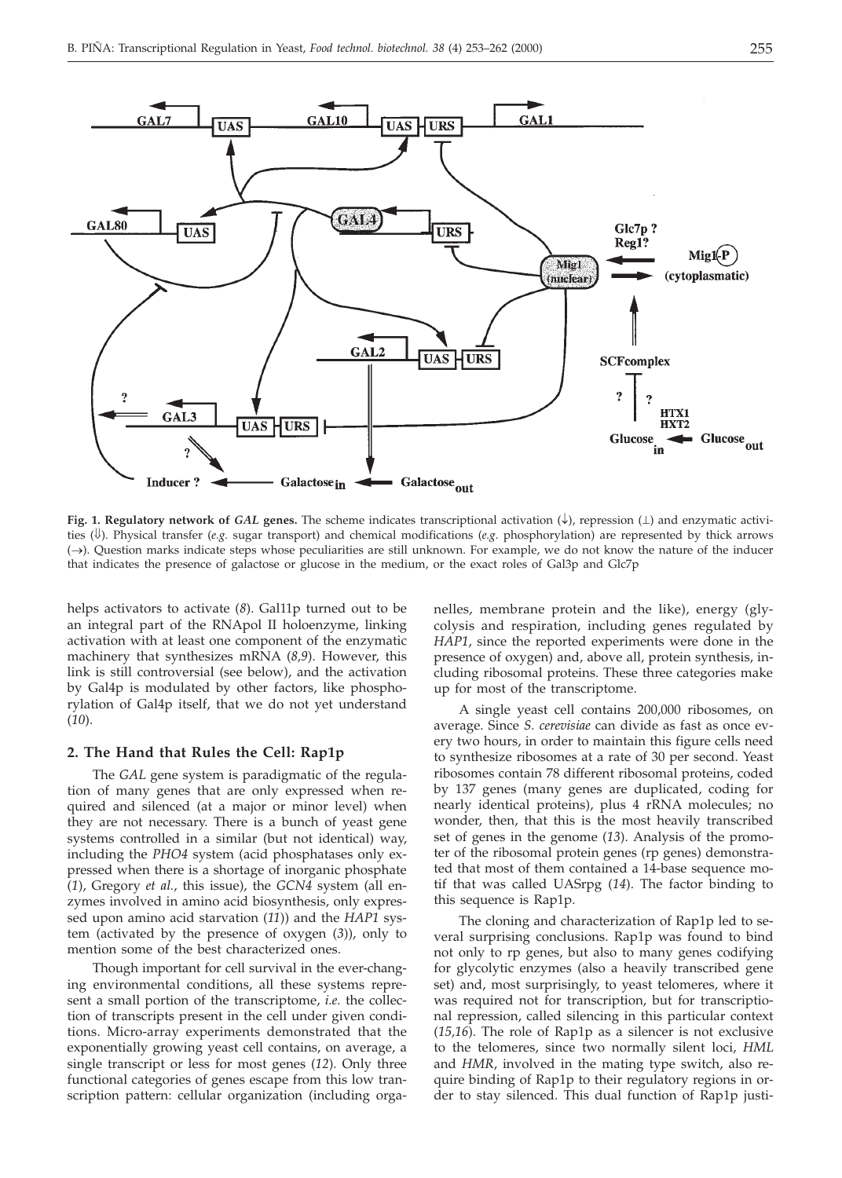**Fig. 1. Regulatory network of *GAL* genes.** The scheme indicates transcriptional activation (↓), repression (⊥) and enzymatic activities (⇓). Physical transfer (*e.g.* sugar transport) and chemical modifications (*e.g.* phosphorylation) are represented by thick arrows (→). Question marks indicate steps whose peculiarities are still unknown. For example, we do not know the nature of the inducer that indicates the presence of galactose or glucose in the medium, or the exact roles of Gal3p and Glc7p

helps activators to activate (*8*). Gal11p turned out to be an integral part of the RNApol II holoenzyme, linking activation with at least one component of the enzymatic machinery that synthesizes mRNA (*8,9*). However, this link is still controversial (see below), and the activation by Gal4p is modulated by other factors, like phosphorylation of Gal4p itself, that we do not yet understand (*10*).

## 2. The Hand that Rules the Cell: Rap1p

The *GAL* gene system is paradigmatic of the regulation of many genes that are only expressed when required and silenced (at a major or minor level) when they are not necessary. There is a bunch of yeast gene systems controlled in a similar (but not identical) way, including the *PHO4* system (acid phosphatases only expressed when there is a shortage of inorganic phosphate (*1*), Gregory *et al.*, this issue), the *GCN4* system (all enzymes involved in amino acid biosynthesis, only expressed upon amino acid starvation (*11*)) and the *HAP1* system (activated by the presence of oxygen (*3*)), only to mention some of the best characterized ones.

Though important for cell survival in the ever-changing environmental conditions, all these systems represent a small portion of the transcriptome, *i.e.* the collection of transcripts present in the cell under given conditions. Micro-array experiments demonstrated that the exponentially growing yeast cell contains, on average, a single transcript or less for most genes (*12*). Only three functional categories of genes escape from this low transcription pattern: cellular organization (including organelles, membrane protein and the like), energy (glycolysis and respiration, including genes regulated by *HAP1*, since the reported experiments were done in the presence of oxygen) and, above all, protein synthesis, including ribosomal proteins. These three categories make up for most of the transcriptome.

A single yeast cell contains 200,000 ribosomes, on average. Since *S. cerevisiae* can divide as fast as once every two hours, in order to maintain this figure cells need to synthesize ribosomes at a rate of 30 per second. Yeast ribosomes contain 78 different ribosomal proteins, coded by 137 genes (many genes are duplicated, coding for nearly identical proteins), plus 4 rRNA molecules; no wonder, then, that this is the most heavily transcribed set of genes in the genome (*13*). Analysis of the promoter of the ribosomal protein genes (rp genes) demonstrated that most of them contained a 14-base sequence motif that was called UASrpg (*14*). The factor binding to this sequence is Rap1p.

The cloning and characterization of Rap1p led to several surprising conclusions. Rap1p was found to bind not only to rp genes, but also to many genes codifying for glycolytic enzymes (also a heavily transcribed gene set) and, most surprisingly, to yeast telomeres, where it was required not for transcription, but for transcriptional repression, called silencing in this particular context (*15,16*). The role of Rap1p as a silencer is not exclusive to the telomeres, since two normally silent loci, *HML* and *HMR*, involved in the mating type switch, also require binding of Rap1p to their regulatory regions in order to stay silenced. This dual function of Rap1p justi-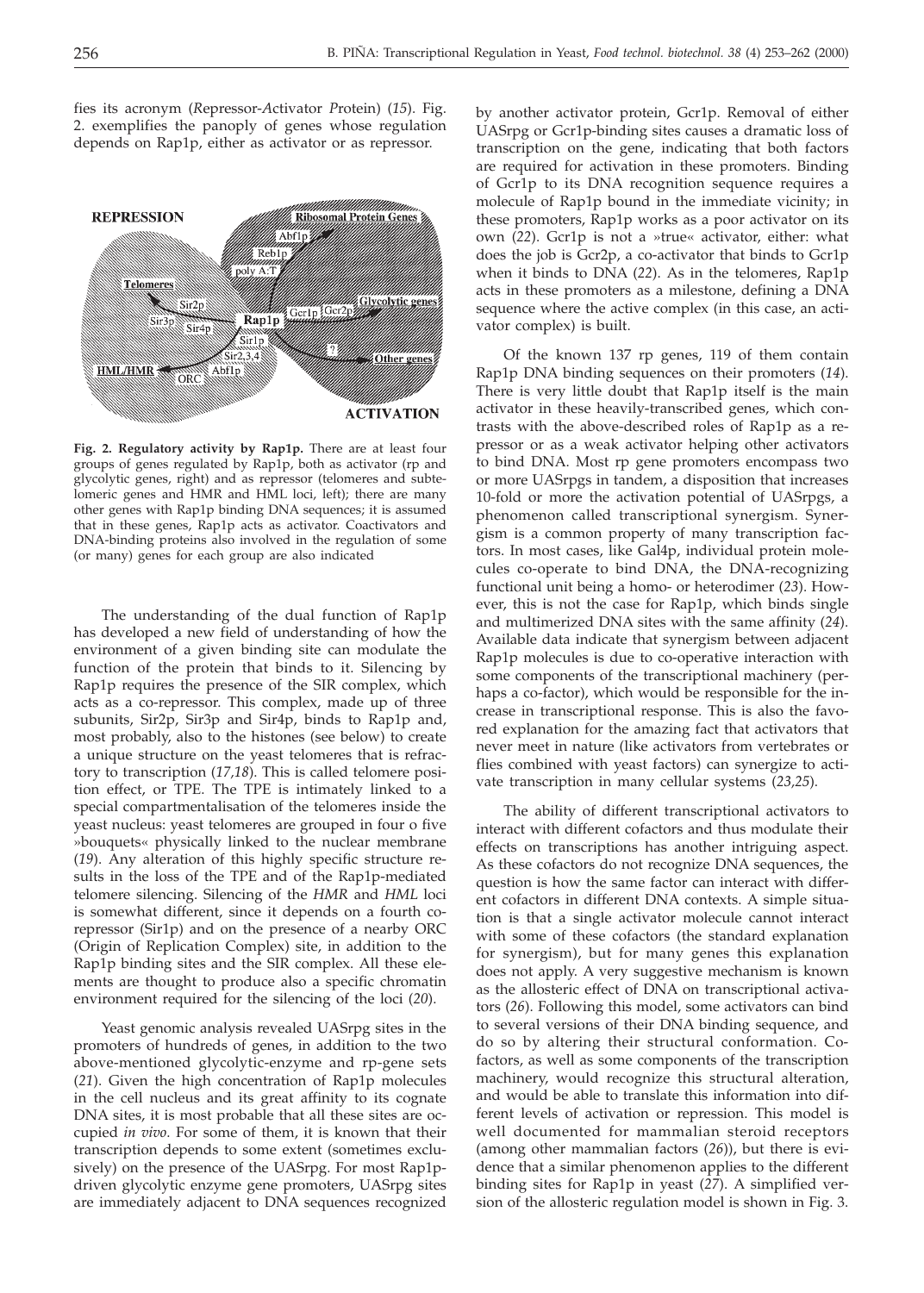fies its acronym (*R*epressor-*A*ctivator *P*rotein) (*15*). Fig. 2. exemplifies the panoply of genes whose regulation depends on Rap1p, either as activator or as repressor.

**Fig. 2. Regulatory activity by Rap1p.** There are at least four groups of genes regulated by Rap1p, both as activator (rp and glycolytic genes, right) and as repressor (telomeres and subtelomeric genes and HMR and HML loci, left); there are many other genes with Rap1p binding DNA sequences; it is assumed that in these genes, Rap1p acts as activator. Coactivators and DNA-binding proteins also involved in the regulation of some (or many) genes for each group are also indicated

The understanding of the dual function of Rap1p has developed a new field of understanding of how the environment of a given binding site can modulate the function of the protein that binds to it. Silencing by Rap1p requires the presence of the SIR complex, which acts as a co-repressor. This complex, made up of three subunits, Sir2p, Sir3p and Sir4p, binds to Rap1p and, most probably, also to the histones (see below) to create a unique structure on the yeast telomeres that is refractory to transcription (*17,18*). This is called telomere position effect, or TPE. The TPE is intimately linked to a special compartmentalisation of the telomeres inside the yeast nucleus: yeast telomeres are grouped in four o five »bouquets« physically linked to the nuclear membrane (*19*). Any alteration of this highly specific structure results in the loss of the TPE and of the Rap1p-mediated telomere silencing. Silencing of the *HMR* and *HML* loci is somewhat different, since it depends on a fourth co-repressor (Sir1p) and on the presence of a nearby ORC (Origin of Replication Complex) site, in addition to the Rap1p binding sites and the SIR complex. All these elements are thought to produce also a specific chromatin environment required for the silencing of the loci (*20*).

Yeast genomic analysis revealed UASrpg sites in the promoters of hundreds of genes, in addition to the two above-mentioned glycolytic-enzyme and rp-gene sets (*21*). Given the high concentration of Rap1p molecules in the cell nucleus and its great affinity to its cognate DNA sites, it is most probable that all these sites are occupied *in vivo*. For some of them, it is known that their transcription depends to some extent (sometimes exclusively) on the presence of the UASrpg. For most Rap1p-driven glycolytic enzyme gene promoters, UASrpg sites are immediately adjacent to DNA sequences recognized by another activator protein, Gcr1p. Removal of either UASrpg or Gcr1p-binding sites causes a dramatic loss of transcription on the gene, indicating that both factors are required for activation in these promoters. Binding of Gcr1p to its DNA recognition sequence requires a molecule of Rap1p bound in the immediate vicinity; in these promoters, Rap1p works as a poor activator on its own (*22*). Gcr1p is not a »true« activator, either: what does the job is Gcr2p, a co-activator that binds to Gcr1p when it binds to DNA (*22*). As in the telomeres, Rap1p acts in these promoters as a milestone, defining a DNA sequence where the active complex (in this case, an activator complex) is built.

Of the known 137 rp genes, 119 of them contain Rap1p DNA binding sequences on their promoters (*14*). There is very little doubt that Rap1p itself is the main activator in these heavily-transcribed genes, which contrasts with the above-described roles of Rap1p as a repressor or as a weak activator helping other activators to bind DNA. Most rp gene promoters encompass two or more UASrpgs in tandem, a disposition that increases 10-fold or more the activation potential of UASrpgs, a phenomenon called transcriptional synergism. Synergism is a common property of many transcription factors. In most cases, like Gal4p, individual protein molecules co-operate to bind DNA, the DNA-recognizing functional unit being a homo- or heterodimer (*23*). However, this is not the case for Rap1p, which binds single and multimerized DNA sites with the same affinity (*24*). Available data indicate that synergism between adjacent Rap1p molecules is due to co-operative interaction with some components of the transcriptional machinery (perhaps a co-factor), which would be responsible for the increase in transcriptional response. This is also the favored explanation for the amazing fact that activators that never meet in nature (like activators from vertebrates or flies combined with yeast factors) can synergize to activate transcription in many cellular systems (*23,25*).

The ability of different transcriptional activators to interact with different cofactors and thus modulate their effects on transcriptions has another intriguing aspect. As these cofactors do not recognize DNA sequences, the question is how the same factor can interact with different cofactors in different DNA contexts. A simple situation is that a single activator molecule cannot interact with some of these cofactors (the standard explanation for synergism), but for many genes this explanation does not apply. A very suggestive mechanism is known as the allosteric effect of DNA on transcriptional activators (*26*). Following this model, some activators can bind to several versions of their DNA binding sequence, and do so by altering their structural conformation. Cofactors, as well as some components of the transcription machinery, would recognize this structural alteration, and would be able to translate this information into different levels of activation or repression. This model is well documented for mammalian steroid receptors (among other mammalian factors (*26*)), but there is evidence that a similar phenomenon applies to the different binding sites for Rap1p in yeast (*27*). A simplified version of the allosteric regulation model is shown in Fig. 3.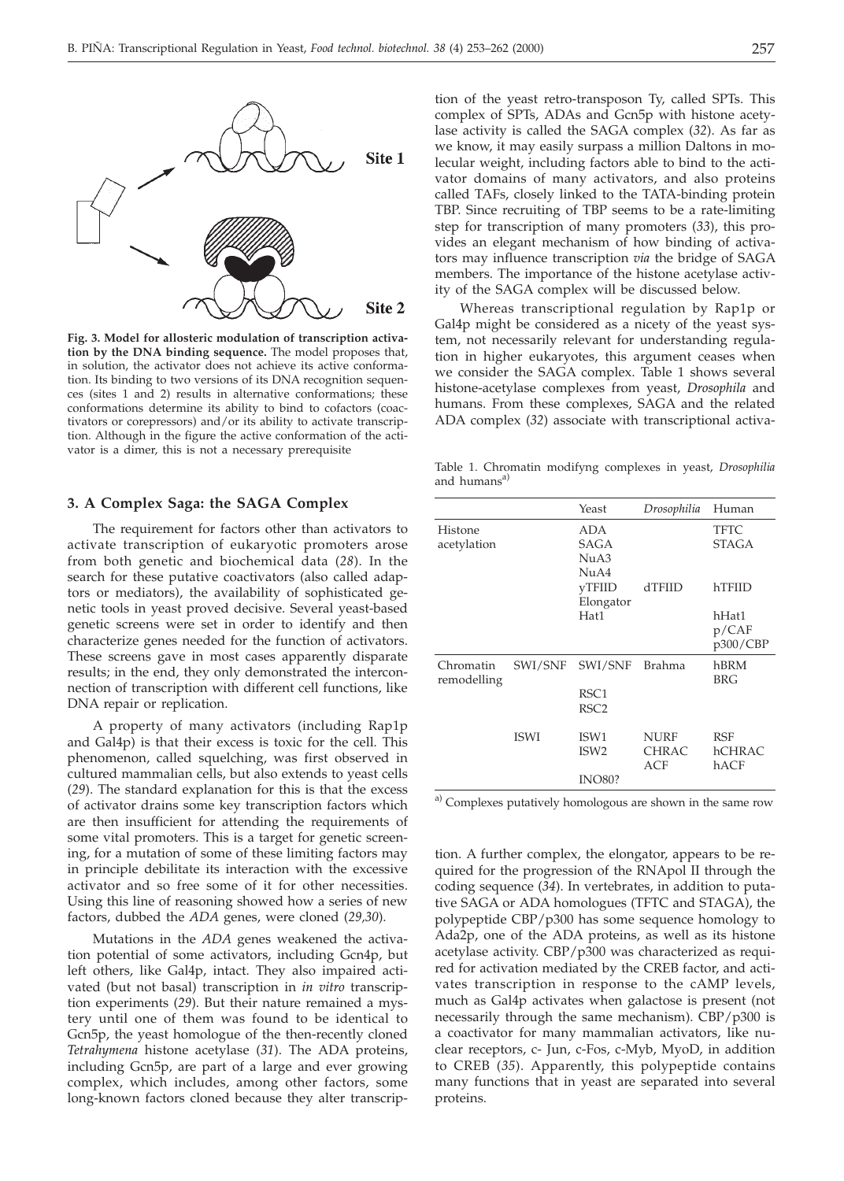**Fig. 3. Model for allosteric modulation of transcription activation by the DNA binding sequence.** The model proposes that, in solution, the activator does not achieve its active conformation. Its binding to two versions of its DNA recognition sequences (sites 1 and 2) results in alternative conformations; these conformations determine its ability to bind to cofactors (coactivators or corepressors) and/or its ability to activate transcription. Although in the figure the active conformation of the activator is a dimer, this is not a necessary prerequisite

## 3. A Complex Saga: the SAGA Complex

The requirement for factors other than activators to activate transcription of eukaryotic promoters arose from both genetic and biochemical data (*28*). In the search for these putative coactivators (also called adaptors or mediators), the availability of sophisticated genetic tools in yeast proved decisive. Several yeast-based genetic screens were set in order to identify and then characterize genes needed for the function of activators. These screens gave in most cases apparently disparate results; in the end, they only demonstrated the interconnection of transcription with different cell functions, like DNA repair or replication.

A property of many activators (including Rap1p and Gal4p) is that their excess is toxic for the cell. This phenomenon, called squelching, was first observed in cultured mammalian cells, but also extends to yeast cells (*29*). The standard explanation for this is that the excess of activator drains some key transcription factors which are then insufficient for attending the requirements of some vital promoters. This is a target for genetic screening, for a mutation of some of these limiting factors may in principle debilitate its interaction with the excessive activator and so free some of it for other necessities. Using this line of reasoning showed how a series of new factors, dubbed the *ADA* genes, were cloned (*29,30*).

Mutations in the *ADA* genes weakened the activation potential of some activators, including Gcn4p, but left others, like Gal4p, intact. They also impaired activated (but not basal) transcription in *in vitro* transcription experiments (*29*). But their nature remained a mystery until one of them was found to be identical to Gcn5p, the yeast homologue of the then-recently cloned *Tetrahymena* histone acetylase (*31*). The ADA proteins, including Gcn5p, are part of a large and ever growing complex, which includes, among other factors, some long-known factors cloned because they alter transcription of the yeast retro-transposon Ty, called SPTs. This complex of SPTs, ADAs and Gcn5p with histone acetylase activity is called the SAGA complex (*32*). As far as we know, it may easily surpass a million Daltons in molecular weight, including factors able to bind to the activator domains of many activators, and also proteins called TAFs, closely linked to the TATA-binding protein TBP. Since recruiting of TBP seems to be a rate-limiting step for transcription of many promoters (*33*), this provides an elegant mechanism of how binding of activators may influence transcription *via* the bridge of SAGA members. The importance of the histone acetylase activity of the SAGA complex will be discussed below.

Whereas transcriptional regulation by Rap1p or Gal4p might be considered as a nicety of the yeast system, not necessarily relevant for understanding regulation in higher eukaryotes, this argument ceases when we consider the SAGA complex. Table 1 shows several histone-acetylase complexes from yeast, *Drosophila* and humans. From these complexes, SAGA and the related ADA complex (*32*) associate with transcriptional activation. A further complex, the elongator, appears to be required for the progression of the RNApol II through the coding sequence (*34*). In vertebrates, in addition to putative SAGA or ADA homologues (TFTC and STAGA), the polypeptide CBP/p300 has some sequence homology to Ada2p, one of the ADA proteins, as well as its histone acetylase activity. CBP/p300 was characterized as required for activation mediated by the CREB factor, and activates transcription in response to the cAMP levels, much as Gal4p activates when galactose is present (not necessarily through the same mechanism). CBP/p300 is a coactivator for many mammalian activators, like nuclear receptors, c- Jun, c-Fos, c-Myb, MyoD, in addition to CREB (*35*). Apparently, this polypeptide contains many functions that in yeast are separated into several proteins.

Table 1. Chromatin modifyng complexes in yeast, *Drosophilia* and humans[a)]

| | | Yeast | *Drosophilia* | Human |
|---|---|---|---|---|
| Histone acetylation | | ADA<br>SAGA<br>NuA3<br>NuA4 | | TFTC<br>STAGA |
| | | yTFIID<br>Elongator | dTFIID | hTFIID |
| | | Hat1 | | hHat1<br>p/CAF<br>p300/CBP |
| Chromatin remodelling | SWI/SNF | SWI/SNF | Brahma | hBRM<br>BRG |
| | | RSC1<br>RSC2 | | |
| | ISWI | ISW1<br>ISW2 | NURF<br>CHRAC<br>ACF | RSF<br>hCHRAC<br>hACF |
| | | INO80? | | |

[a)] Complexes putatively homologous are shown in the same row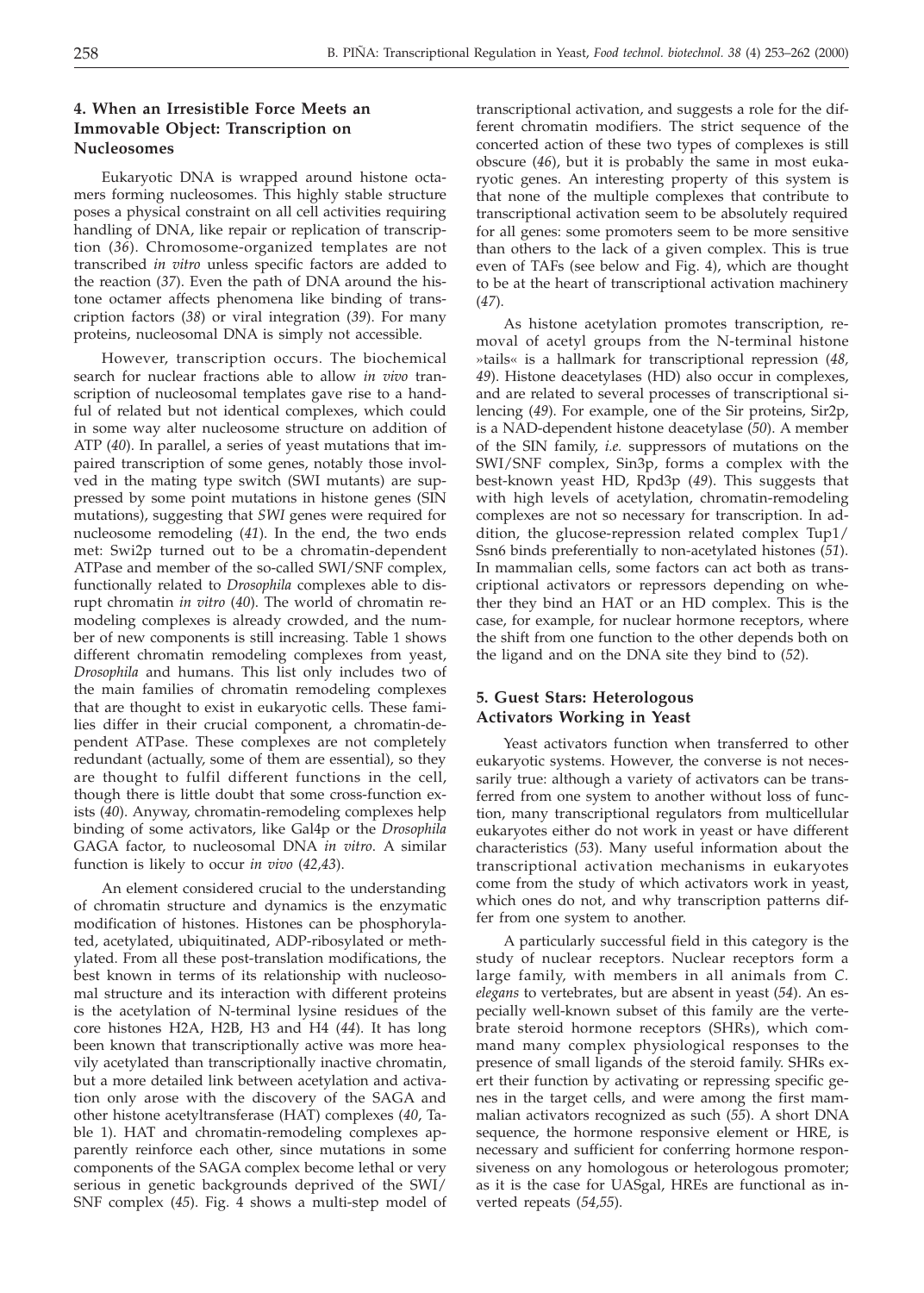## 4. When an Irresistible Force Meets an Immovable Object: Transcription on Nucleosomes

Eukaryotic DNA is wrapped around histone octamers forming nucleosomes. This highly stable structure poses a physical constraint on all cell activities requiring handling of DNA, like repair or replication of transcription (*36*). Chromosome-organized templates are not transcribed *in vitro* unless specific factors are added to the reaction (*37*). Even the path of DNA around the histone octamer affects phenomena like binding of transcription factors (*38*) or viral integration (*39*). For many proteins, nucleosomal DNA is simply not accessible.

However, transcription occurs. The biochemical search for nuclear fractions able to allow *in vivo* transcription of nucleosomal templates gave rise to a handful of related but not identical complexes, which could in some way alter nucleosome structure on addition of ATP (*40*). In parallel, a series of yeast mutations that impaired transcription of some genes, notably those involved in the mating type switch (SWI mutants) are suppressed by some point mutations in histone genes (SIN mutations), suggesting that *SWI* genes were required for nucleosome remodeling (*41*). In the end, the two ends met: Swi2p turned out to be a chromatin-dependent ATPase and member of the so-called SWI/SNF complex, functionally related to *Drosophila* complexes able to disrupt chromatin *in vitro* (*40*). The world of chromatin remodeling complexes is already crowded, and the number of new components is still increasing. Table 1 shows different chromatin remodeling complexes from yeast, *Drosophila* and humans. This list only includes two of the main families of chromatin remodeling complexes that are thought to exist in eukaryotic cells. These families differ in their crucial component, a chromatin-dependent ATPase. These complexes are not completely redundant (actually, some of them are essential), so they are thought to fulfil different functions in the cell, though there is little doubt that some cross-function exists (*40*). Anyway, chromatin-remodeling complexes help binding of some activators, like Gal4p or the *Drosophila* GAGA factor, to nucleosomal DNA *in vitro*. A similar function is likely to occur *in vivo* (*42,43*).

An element considered crucial to the understanding of chromatin structure and dynamics is the enzymatic modification of histones. Histones can be phosphorylated, acetylated, ubiquitinated, ADP-ribosylated or methylated. From all these post-translation modifications, the best known in terms of its relationship with nucleosomal structure and its interaction with different proteins is the acetylation of N-terminal lysine residues of the core histones H2A, H2B, H3 and H4 (*44*). It has long been known that transcriptionally active was more heavily acetylated than transcriptionally inactive chromatin, but a more detailed link between acetylation and activation only arose with the discovery of the SAGA and other histone acetyltransferase (HAT) complexes (*40*, Table 1). HAT and chromatin-remodeling complexes apparently reinforce each other, since mutations in some components of the SAGA complex become lethal or very serious in genetic backgrounds deprived of the SWI/SNF complex (*45*). Fig. 4 shows a multi-step model of transcriptional activation, and suggests a role for the different chromatin modifiers. The strict sequence of the concerted action of these two types of complexes is still obscure (*46*), but it is probably the same in most eukaryotic genes. An interesting property of this system is that none of the multiple complexes that contribute to transcriptional activation seem to be absolutely required for all genes: some promoters seem to be more sensitive than others to the lack of a given complex. This is true even of TAFs (see below and Fig. 4), which are thought to be at the heart of transcriptional activation machinery (*47*).

As histone acetylation promotes transcription, removal of acetyl groups from the N-terminal histone »tails« is a hallmark for transcriptional repression (*48, 49*). Histone deacetylases (HD) also occur in complexes, and are related to several processes of transcriptional silencing (*49*). For example, one of the Sir proteins, Sir2p, is a NAD-dependent histone deacetylase (*50*). A member of the SIN family, *i.e.* suppressors of mutations on the SWI/SNF complex, Sin3p, forms a complex with the best-known yeast HD, Rpd3p (*49*). This suggests that with high levels of acetylation, chromatin-remodeling complexes are not so necessary for transcription. In addition, the glucose-repression related complex Tup1/Ssn6 binds preferentially to non-acetylated histones (*51*). In mammalian cells, some factors can act both as transcriptional activators or repressors depending on whether they bind an HAT or an HD complex. This is the case, for example, for nuclear hormone receptors, where the shift from one function to the other depends both on the ligand and on the DNA site they bind to (*52*).

## 5. Guest Stars: Heterologous Activators Working in Yeast

Yeast activators function when transferred to other eukaryotic systems. However, the converse is not necessarily true: although a variety of activators can be transferred from one system to another without loss of function, many transcriptional regulators from multicellular eukaryotes either do not work in yeast or have different characteristics (*53*). Many useful information about the transcriptional activation mechanisms in eukaryotes come from the study of which activators work in yeast, which ones do not, and why transcription patterns differ from one system to another.

A particularly successful field in this category is the study of nuclear receptors. Nuclear receptors form a large family, with members in all animals from *C. elegans* to vertebrates, but are absent in yeast (*54*). An especially well-known subset of this family are the vertebrate steroid hormone receptors (SHRs), which command many complex physiological responses to the presence of small ligands of the steroid family. SHRs exert their function by activating or repressing specific genes in the target cells, and were among the first mammalian activators recognized as such (*55*). A short DNA sequence, the hormone responsive element or HRE, is necessary and sufficient for conferring hormone responsiveness on any homologous or heterologous promoter; as it is the case for UASgal, HREs are functional as inverted repeats (*54,55*).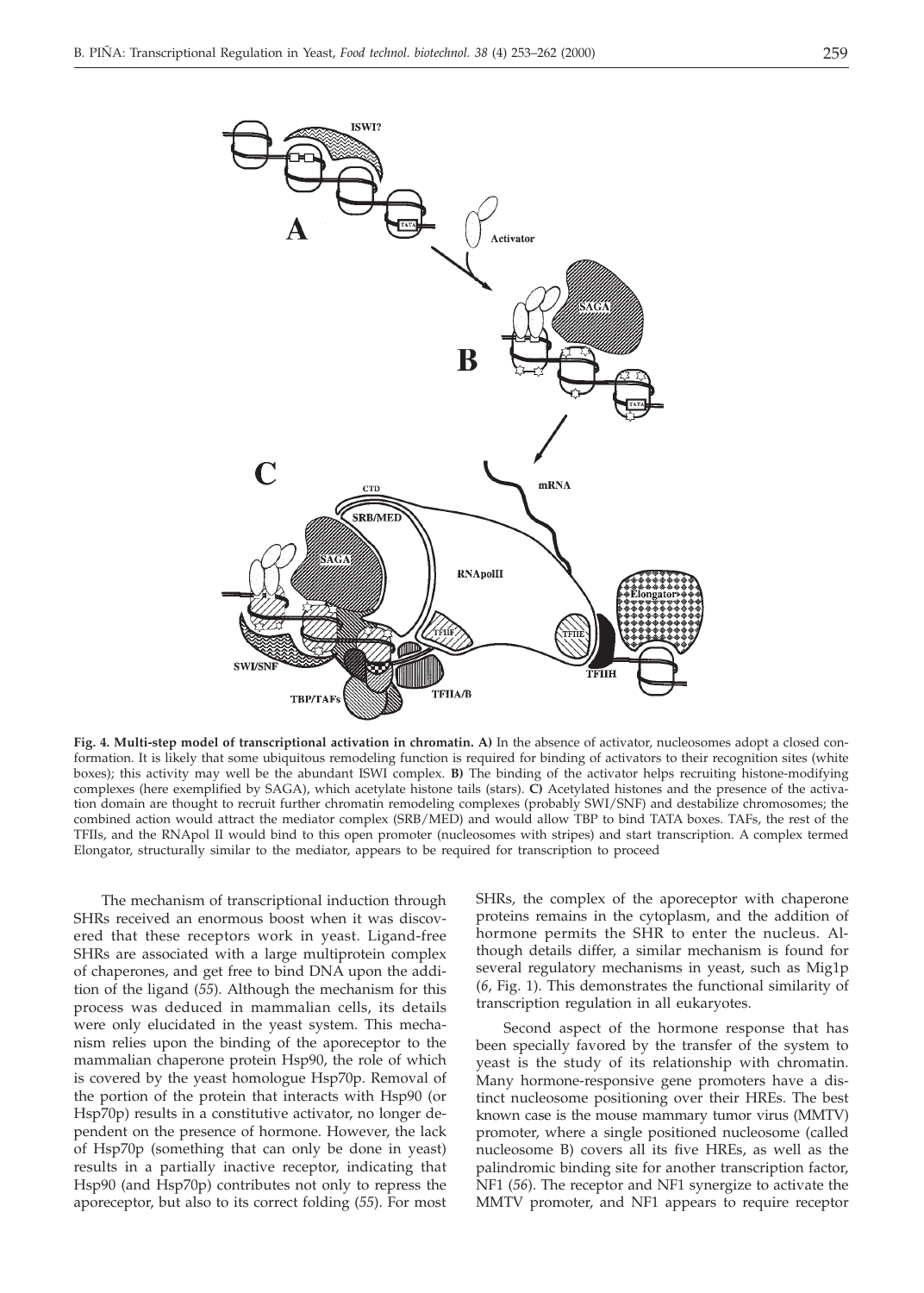**Fig. 4. Multi-step model of transcriptional activation in chromatin. A)** In the absence of activator, nucleosomes adopt a closed conformation. It is likely that some ubiquitous remodeling function is required for binding of activators to their recognition sites (white boxes); this activity may well be the abundant ISWI complex. **B)** The binding of the activator helps recruiting histone-modifying complexes (here exemplified by SAGA), which acetylate histone tails (stars). **C)** Acetylated histones and the presence of the activation domain are thought to recruit further chromatin remodeling complexes (probably SWI/SNF) and destabilize chromosomes; the combined action would attract the mediator complex (SRB/MED) and would allow TBP to bind TATA boxes. TAFs, the rest of the TFIIs, and the RNApol II would bind to this open promoter (nucleosomes with stripes) and start transcription. A complex termed Elongator, structurally similar to the mediator, appears to be required for transcription to proceed

The mechanism of transcriptional induction through SHRs received an enormous boost when it was discovered that these receptors work in yeast. Ligand-free SHRs are associated with a large multiprotein complex of chaperones, and get free to bind DNA upon the addition of the ligand (*55*). Although the mechanism for this process was deduced in mammalian cells, its details were only elucidated in the yeast system. This mechanism relies upon the binding of the aporeceptor to the mammalian chaperone protein Hsp90, the role of which is covered by the yeast homologue Hsp70p. Removal of the portion of the protein that interacts with Hsp90 (or Hsp70p) results in a constitutive activator, no longer dependent on the presence of hormone. However, the lack of Hsp70p (something that can only be done in yeast) results in a partially inactive receptor, indicating that Hsp90 (and Hsp70p) contributes not only to repress the aporeceptor, but also to its correct folding (*55*). For most SHRs, the complex of the aporeceptor with chaperone proteins remains in the cytoplasm, and the addition of hormone permits the SHR to enter the nucleus. Although details differ, a similar mechanism is found for several regulatory mechanisms in yeast, such as Mig1p (*6*, Fig. 1). This demonstrates the functional similarity of transcription regulation in all eukaryotes.

Second aspect of the hormone response that has been specially favored by the transfer of the system to yeast is the study of its relationship with chromatin. Many hormone-responsive gene promoters have a distinct nucleosome positioning over their HREs. The best known case is the mouse mammary tumor virus (MMTV) promoter, where a single positioned nucleosome (called nucleosome B) covers all its five HREs, as well as the palindromic binding site for another transcription factor, NF1 (*56*). The receptor and NF1 synergize to activate the MMTV promoter, and NF1 appears to require receptor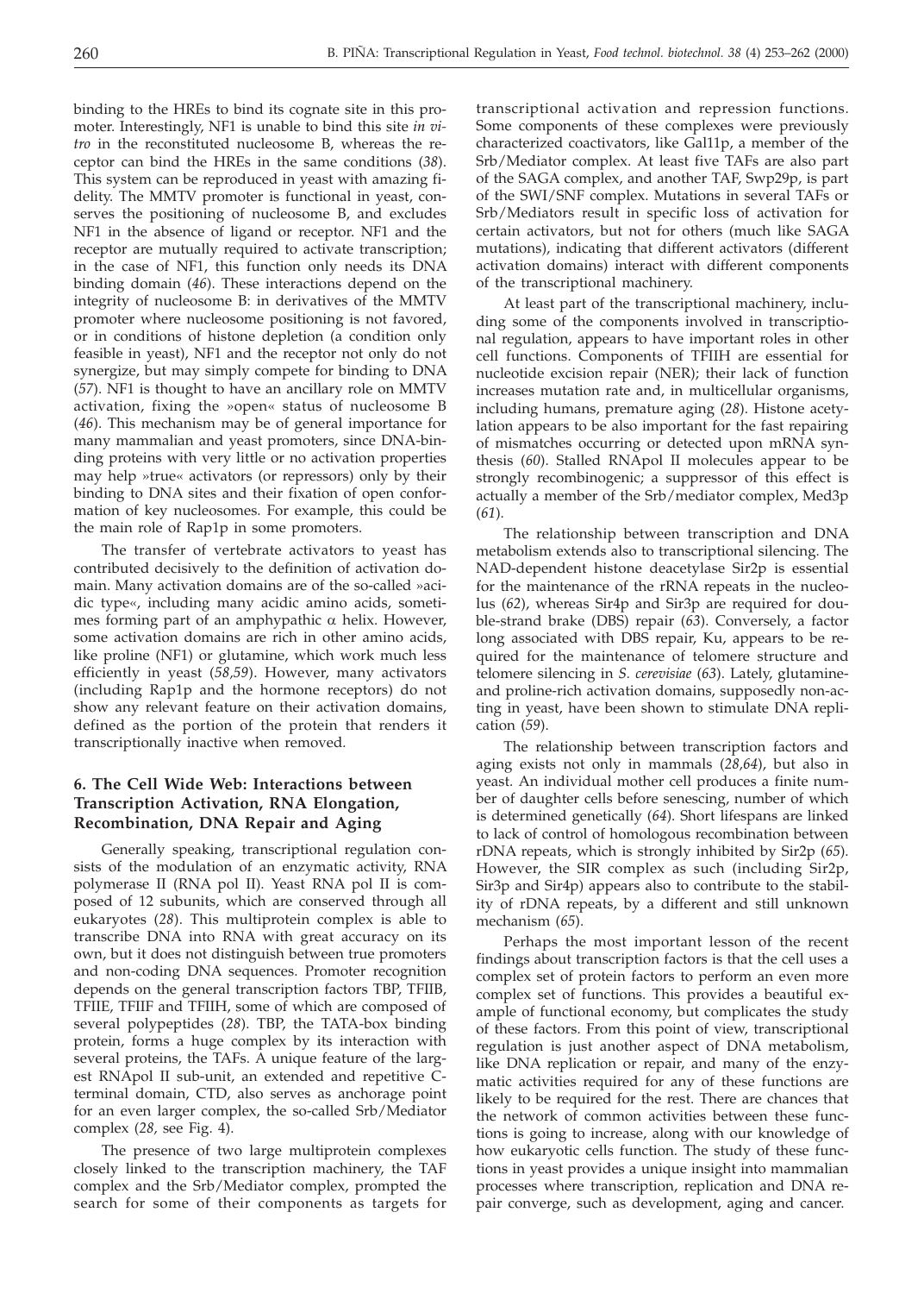binding to the HREs to bind its cognate site in this promoter. Interestingly, NF1 is unable to bind this site *in vitro* in the reconstituted nucleosome B, whereas the receptor can bind the HREs in the same conditions (*38*). This system can be reproduced in yeast with amazing fidelity. The MMTV promoter is functional in yeast, conserves the positioning of nucleosome B, and excludes NF1 in the absence of ligand or receptor. NF1 and the receptor are mutually required to activate transcription; in the case of NF1, this function only needs its DNA binding domain (*46*). These interactions depend on the integrity of nucleosome B: in derivatives of the MMTV promoter where nucleosome positioning is not favored, or in conditions of histone depletion (a condition only feasible in yeast), NF1 and the receptor not only do not synergize, but may simply compete for binding to DNA (*57*). NF1 is thought to have an ancillary role on MMTV activation, fixing the »open« status of nucleosome B (*46*). This mechanism may be of general importance for many mammalian and yeast promoters, since DNA-binding proteins with very little or no activation properties may help »true« activators (or repressors) only by their binding to DNA sites and their fixation of open conformation of key nucleosomes. For example, this could be the main role of Rap1p in some promoters.

The transfer of vertebrate activators to yeast has contributed decisively to the definition of activation domain. Many activation domains are of the so-called »acidic type«, including many acidic amino acids, sometimes forming part of an amphypathic $\alpha$ helix. However, some activation domains are rich in other amino acids, like proline (NF1) or glutamine, which work much less efficiently in yeast (*58,59*). However, many activators (including Rap1p and the hormone receptors) do not show any relevant feature on their activation domains, defined as the portion of the protein that renders it transcriptionally inactive when removed.

## 6. The Cell Wide Web: Interactions between Transcription Activation, RNA Elongation, Recombination, DNA Repair and Aging

Generally speaking, transcriptional regulation consists of the modulation of an enzymatic activity, RNA polymerase II (RNA pol II). Yeast RNA pol II is composed of 12 subunits, which are conserved through all eukaryotes (*28*). This multiprotein complex is able to transcribe DNA into RNA with great accuracy on its own, but it does not distinguish between true promoters and non-coding DNA sequences. Promoter recognition depends on the general transcription factors TBP, TFIIB, TFIIE, TFIIF and TFIIH, some of which are composed of several polypeptides (*28*). TBP, the TATA-box binding protein, forms a huge complex by its interaction with several proteins, the TAFs. A unique feature of the largest RNApol II sub-unit, an extended and repetitive C-terminal domain, CTD, also serves as anchorage point for an even larger complex, the so-called Srb/Mediator complex (*28*, see Fig. 4).

The presence of two large multiprotein complexes closely linked to the transcription machinery, the TAF complex and the Srb/Mediator complex, prompted the search for some of their components as targets for transcriptional activation and repression functions. Some components of these complexes were previously characterized coactivators, like Gal11p, a member of the Srb/Mediator complex. At least five TAFs are also part of the SAGA complex, and another TAF, Swp29p, is part of the SWI/SNF complex. Mutations in several TAFs or Srb/Mediators result in specific loss of activation for certain activators, but not for others (much like SAGA mutations), indicating that different activators (different activation domains) interact with different components of the transcriptional machinery.

At least part of the transcriptional machinery, including some of the components involved in transcriptional regulation, appears to have important roles in other cell functions. Components of TFIIH are essential for nucleotide excision repair (NER); their lack of function increases mutation rate and, in multicellular organisms, including humans, premature aging (*28*). Histone acetylation appears to be also important for the fast repairing of mismatches occurring or detected upon mRNA synthesis (*60*). Stalled RNApol II molecules appear to be strongly recombinogenic; a suppressor of this effect is actually a member of the Srb/mediator complex, Med3p (*61*).

The relationship between transcription and DNA metabolism extends also to transcriptional silencing. The NAD-dependent histone deacetylase Sir2p is essential for the maintenance of the rRNA repeats in the nucleolus (*62*), whereas Sir4p and Sir3p are required for double-strand brake (DBS) repair (*63*). Conversely, a factor long associated with DBS repair, Ku, appears to be required for the maintenance of telomere structure and telomere silencing in *S. cerevisiae* (*63*). Lately, glutamine- and proline-rich activation domains, supposedly non-acting in yeast, have been shown to stimulate DNA replication (*59*).

The relationship between transcription factors and aging exists not only in mammals (*28,64*), but also in yeast. An individual mother cell produces a finite number of daughter cells before senescing, number of which is determined genetically (*64*). Short lifespans are linked to lack of control of homologous recombination between rDNA repeats, which is strongly inhibited by Sir2p (*65*). However, the SIR complex as such (including Sir2p, Sir3p and Sir4p) appears also to contribute to the stability of rDNA repeats, by a different and still unknown mechanism (*65*).

Perhaps the most important lesson of the recent findings about transcription factors is that the cell uses a complex set of protein factors to perform an even more complex set of functions. This provides a beautiful example of functional economy, but complicates the study of these factors. From this point of view, transcriptional regulation is just another aspect of DNA metabolism, like DNA replication or repair, and many of the enzymatic activities required for any of these functions are likely to be required for the rest. There are chances that the network of common activities between these functions is going to increase, along with our knowledge of how eukaryotic cells function. The study of these functions in yeast provides a unique insight into mammalian processes where transcription, replication and DNA repair converge, such as development, aging and cancer.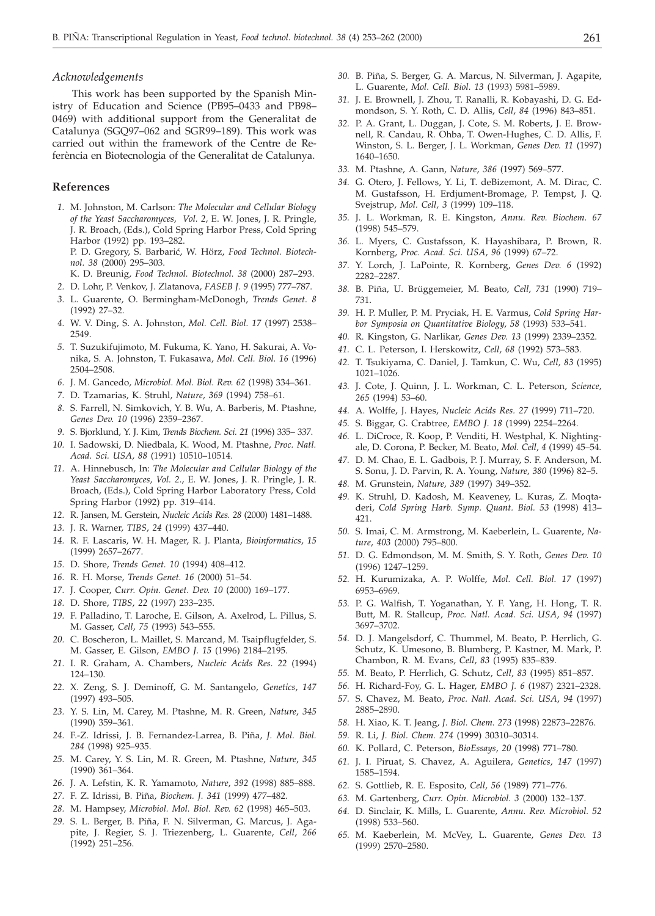*Acknowledgements*

This work has been supported by the Spanish Ministry of Education and Science (PB95–0433 and PB98–0469) with additional support from the Generalitat de Catalunya (SGQ97–062 and SGR99–189). This work was carried out within the framework of the Centre de Referència en Biotecnologia of the Generalitat de Catalunya.

## References

1. M. Johnston, M. Carlson: *The Molecular and Cellular Biology of the Yeast Saccharomyces, Vol. 2*, E. W. Jones, J. R. Pringle, J. R. Broach, (Eds.), Cold Spring Harbor Press, Cold Spring Harbor (1992) pp. 193–282.
   P. D. Gregory, S. Barbarić, W. Hörz, *Food Technol. Biotechnol. 38* (2000) 295–303.
   K. D. Breunig, *Food Technol. Biotechnol. 38* (2000) 287–293.
2. D. Lohr, P. Venkov, J. Zlatanova, *FASEB J. 9* (1995) 777–787.
3. L. Guarente, O. Bermingham-McDonogh, *Trends Genet. 8* (1992) 27–32.
4. W. V. Ding, S. A. Johnston, *Mol. Cell. Biol. 17* (1997) 2538–2549.
5. T. Suzukifujimoto, M. Fukuma, K. Yano, H. Sakurai, A. Vonika, S. A. Johnston, T. Fukasawa, *Mol. Cell. Biol. 16* (1996) 2504–2508.
6. J. M. Gancedo, *Microbiol. Mol. Biol. Rev. 62* (1998) 334–361.
7. D. Tzamarias, K. Struhl, *Nature, 369* (1994) 758–61.
8. S. Farrell, N. Simkovich, Y. B. Wu, A. Barberis, M. Ptashne, *Genes Dev. 10* (1996) 2359–2367.
9. S. Bjorklund, Y. J. Kim, *Trends Biochem. Sci. 21* (1996) 335– 337.
10. I. Sadowski, D. Niedbala, K. Wood, M. Ptashne, *Proc. Natl. Acad. Sci. USA, 88* (1991) 10510–10514.
11. A. Hinnebusch, In: *The Molecular and Cellular Biology of the Yeast Saccharomyces, Vol. 2.*, E. W. Jones, J. R. Pringle, J. R. Broach, (Eds.), Cold Spring Harbor Laboratory Press, Cold Spring Harbor (1992) pp. 319–414.
12. R. Jansen, M. Gerstein, *Nucleic Acids Res. 28* (2000) 1481–1488.
13. J. R. Warner, *TIBS, 24* (1999) 437–440.
14. R. F. Lascaris, W. H. Mager, R. J. Planta, *Bioinformatics, 15* (1999) 2657–2677.
15. D. Shore, *Trends Genet. 10* (1994) 408–412.
16. R. H. Morse, *Trends Genet. 16* (2000) 51–54.
17. J. Cooper, *Curr. Opin. Genet. Dev. 10* (2000) 169–177.
18. D. Shore, *TIBS, 22* (1997) 233–235.
19. F. Palladino, T. Laroche, E. Gilson, A. Axelrod, L. Pillus, S. M. Gasser, *Cell, 75* (1993) 543–555.
20. C. Boscheron, L. Maillet, S. Marcand, M. Tsaipflugfelder, S. M. Gasser, E. Gilson, *EMBO J. 15* (1996) 2184–2195.
21. I. R. Graham, A. Chambers, *Nucleic Acids Res. 22* (1994) 124–130.
22. X. Zeng, S. J. Deminoff, G. M. Santangelo, *Genetics, 147* (1997) 493–505.
23. Y. S. Lin, M. Carey, M. Ptashne, M. R. Green, *Nature, 345* (1990) 359–361.
24. F.-Z. Idrissi, J. B. Fernandez-Larrea, B. Piña, *J. Mol. Biol. 284* (1998) 925–935.
25. M. Carey, Y. S. Lin, M. R. Green, M. Ptashne, *Nature, 345* (1990) 361–364.
26. J. A. Lefstin, K. R. Yamamoto, *Nature, 392* (1998) 885–888.
27. F. Z. Idrissi, B. Piña, *Biochem. J. 341* (1999) 477–482.
28. M. Hampsey, *Microbiol. Mol. Biol. Rev. 62* (1998) 465–503.
29. S. L. Berger, B. Piña, F. N. Silverman, G. Marcus, J. Agapite, J. Regier, S. J. Triezenberg, L. Guarente, *Cell, 266* (1992) 251–256.
30. B. Piña, S. Berger, G. A. Marcus, N. Silverman, J. Agapite, L. Guarente, *Mol. Cell. Biol. 13* (1993) 5981–5989.
31. J. E. Brownell, J. Zhou, T. Ranalli, R. Kobayashi, D. G. Edmondson, S. Y. Roth, C. D. Allis, *Cell, 84* (1996) 843–851.
32. P. A. Grant, L. Duggan, J. Cote, S. M. Roberts, J. E. Brownell, R. Candau, R. Ohba, T. Owen-Hughes, C. D. Allis, F. Winston, S. L. Berger, J. L. Workman, *Genes Dev. 11* (1997) 1640–1650.
33. M. Ptashne, A. Gann, *Nature, 386* (1997) 569–577.
34. G. Otero, J. Fellows, Y. Li, T. deBizemont, A. M. Dirac, C. M. Gustafsson, H. Erdjument-Bromage, P. Tempst, J. Q. Svejstrup, *Mol. Cell, 3* (1999) 109–118.
35. J. L. Workman, R. E. Kingston, *Annu. Rev. Biochem. 67* (1998) 545–579.
36. L. Myers, C. Gustafsson, K. Hayashibara, P. Brown, R. Kornberg, *Proc. Acad. Sci. USA, 96* (1999) 67–72.
37. Y. Lorch, J. LaPointe, R. Kornberg, *Genes Dev. 6* (1992) 2282–2287.
38. B. Piña, U. Brüggemeier, M. Beato, *Cell, 731* (1990) 719–731.
39. H. P. Muller, P. M. Pryciak, H. E. Varmus, *Cold Spring Harbor Symposia on Quantitative Biology, 58* (1993) 533–541.
40. R. Kingston, G. Narlikar, *Genes Dev. 13* (1999) 2339–2352.
41. C. L. Peterson, I. Herskowitz, *Cell, 68* (1992) 573–583.
42. T. Tsukiyama, C. Daniel, J. Tamkun, C. Wu, *Cell, 83* (1995) 1021–1026.
43. J. Cote, J. Quinn, J. L. Workman, C. L. Peterson, *Science, 265* (1994) 53–60.
44. A. Wolffe, J. Hayes, *Nucleic Acids Res. 27* (1999) 711–720.
45. S. Biggar, G. Crabtree, *EMBO J. 18* (1999) 2254–2264.
46. L. DiCroce, R. Koop, P. Venditi, H. Westphal, K. Nightingale, D. Corona, P. Becker, M. Beato, *Mol. Cell, 4* (1999) 45–54.
47. D. M. Chao, E. L. Gadbois, P. J. Murray, S. F. Anderson, M. S. Sonu, J. D. Parvin, R. A. Young, *Nature, 380* (1996) 82–5.
48. M. Grunstein, *Nature, 389* (1997) 349–352.
49. K. Struhl, D. Kadosh, M. Keaveney, L. Kuras, Z. Moqtaderi, *Cold Spring Harb. Symp. Quant. Biol. 53* (1998) 413–421.
50. S. Imai, C. M. Armstrong, M. Kaeberlein, L. Guarente, *Nature, 403* (2000) 795–800.
51. D. G. Edmondson, M. M. Smith, S. Y. Roth, *Genes Dev. 10* (1996) 1247–1259.
52. H. Kurumizaka, A. P. Wolffe, *Mol. Cell. Biol. 17* (1997) 6953–6969.
53. P. G. Walfish, T. Yoganathan, Y. F. Yang, H. Hong, T. R. Butt, M. R. Stallcup, *Proc. Natl. Acad. Sci. USA, 94* (1997) 3697–3702.
54. D. J. Mangelsdorf, C. Thummel, M. Beato, P. Herrlich, G. Schutz, K. Umesono, B. Blumberg, P. Kastner, M. Mark, P. Chambon, R. M. Evans, *Cell, 83* (1995) 835–839.
55. M. Beato, P. Herrlich, G. Schutz, *Cell, 83* (1995) 851–857.
56. H. Richard-Foy, G. L. Hager, *EMBO J. 6* (1987) 2321–2328.
57. S. Chavez, M. Beato, *Proc. Natl. Acad. Sci. USA, 94* (1997) 2885–2890.
58. H. Xiao, K. T. Jeang, *J. Biol. Chem. 273* (1998) 22873–22876.
59. R. Li, *J. Biol. Chem. 274* (1999) 30310–30314.
60. K. Pollard, C. Peterson, *BioEssays, 20* (1998) 771–780.
61. J. I. Piruat, S. Chavez, A. Aguilera, *Genetics, 147* (1997) 1585–1594.
62. S. Gottlieb, R. E. Esposito, *Cell, 56* (1989) 771–776.
63. M. Gartenberg, *Curr. Opin. Microbiol. 3* (2000) 132–137.
64. D. Sinclair, K. Mills, L. Guarente, *Annu. Rev. Microbiol. 52* (1998) 533–560.
65. M. Kaeberlein, M. McVey, L. Guarente, *Genes Dev. 13* (1999) 2570–2580.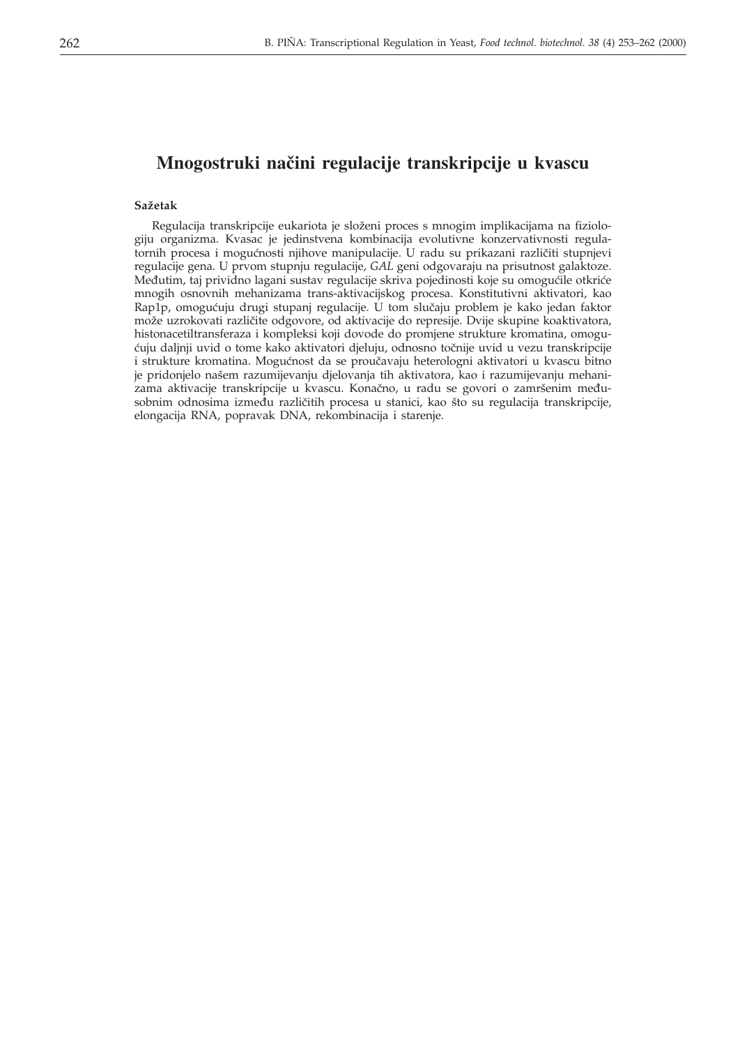# Mnogostruki načini regulacije transkripcije u kvascu

### Sažetak

Regulacija transkripcije eukariota je složeni proces s mnogim implikacijama na fiziologiju organizma. Kvasac je jedinstvena kombinacija evolutivne konzervativnosti regulatornih procesa i mogućnosti njihove manipulacije. U radu su prikazani različiti stupnjevi regulacije gena. U prvom stupnju regulacije, *GAL* geni odgovaraju na prisutnost galaktoze. Međutim, taj prividno lagani sustav regulacije skriva pojedinosti koje su omogućile otkriće mnogih osnovnih mehanizama trans-aktivacijskog procesa. Konstitutivni aktivatori, kao Rap1p, omogućuju drugi stupanj regulacije. U tom slučaju problem je kako jedan faktor može uzrokovati različite odgovore, od aktivacije do represije. Dvije skupine koaktivatora, histonacetiltransferaza i kompleksi koji dovode do promjene strukture kromatina, omogućuju daljnji uvid o tome kako aktivatori djeluju, odnosno točnije uvid u vezu transkripcije i strukture kromatina. Mogućnost da se proučavaju heterologni aktivatori u kvascu bitno je pridonijelo našem razumijevanju djelovanja tih aktivatora, kao i razumijevanju mehanizama aktivacije transkripcije u kvascu. Konačno, u radu se govori o zamršenim međusobnim odnosima između različitih procesa u stanici, kao što su regulacija transkripcije, elongacija RNA, popravak DNA, rekombinacija i starenje.